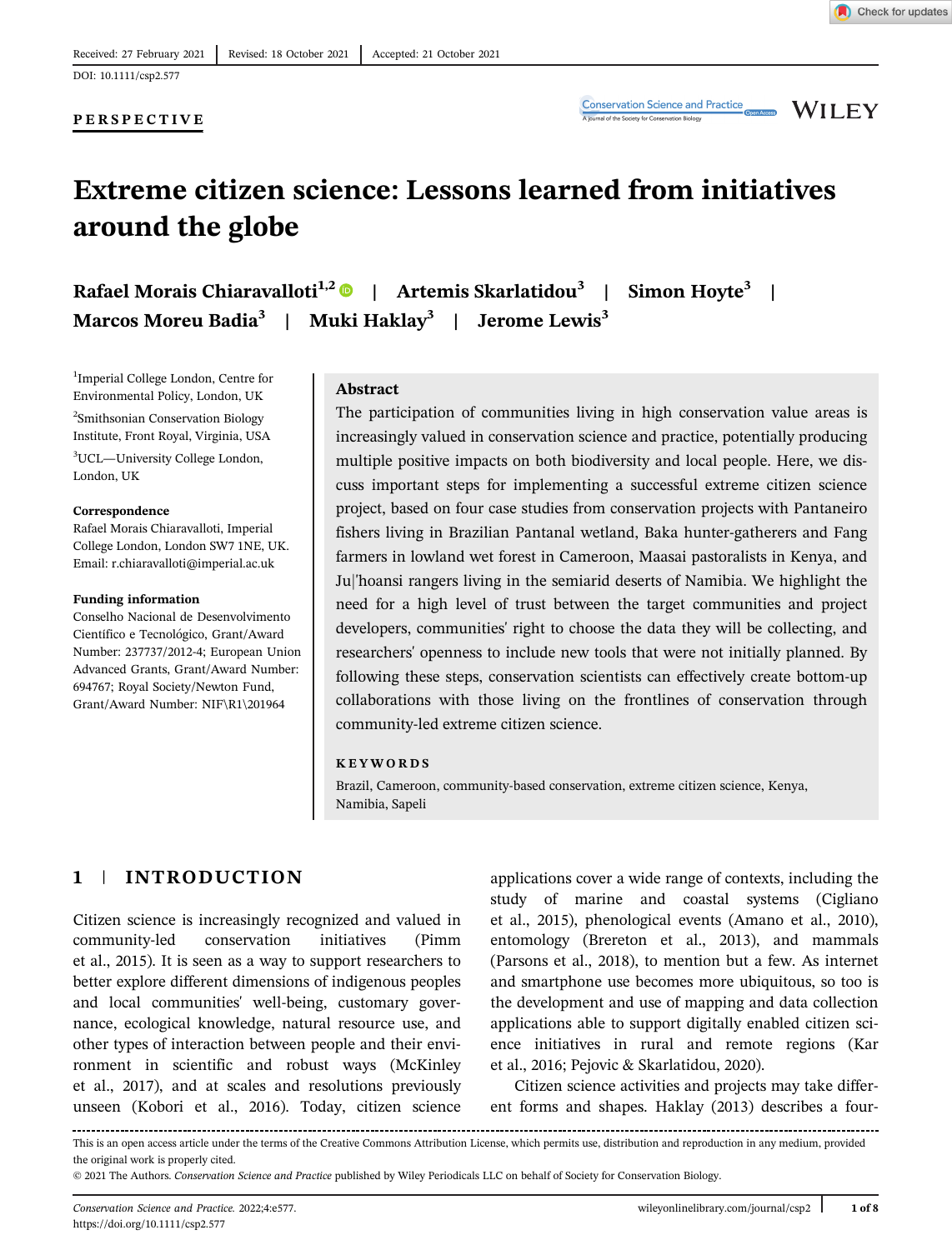Received: 27 February 2021 | Revised: 18 October 2021 | Accepted: 21 October 2021

DOI: 10.1111/csp2.577

**PERSPECTIVE**

# Extreme citizen science: Lessons learned from initiatives around the globe

**Rafael Morais Chiaravalloti**[1,2] | **Artemis Skarlatidou**[3] | **Simon Hoyte**[3] | **Marcos Moreu Badia**[3] | **Muki Haklay**[3] | **Jerome Lewis**[3]

[1]Imperial College London, Centre for Environmental Policy, London, UK

[2]Smithsonian Conservation Biology Institute, Front Royal, Virginia, USA

[3]UCL—University College London, London, UK

**Correspondence**

Rafael Morais Chiaravalloti, Imperial College London, London SW7 1NE, UK.
Email: r.chiaravalloti@imperial.ac.uk

**Funding information**

Conselho Nacional de Desenvolvimento Científico e Tecnológico, Grant/Award Number: 237737/2012-4; European Union Advanced Grants, Grant/Award Number: 694767; Royal Society/Newton Fund, Grant/Award Number: NIF\R1\201964

## Abstract

The participation of communities living in high conservation value areas is increasingly valued in conservation science and practice, potentially producing multiple positive impacts on both biodiversity and local people. Here, we discuss important steps for implementing a successful extreme citizen science project, based on four case studies from conservation projects with Pantaneiro fishers living in Brazilian Pantanal wetland, Baka hunter-gatherers and Fang farmers in lowland wet forest in Cameroon, Maasai pastoralists in Kenya, and Ju|'hoansi rangers living in the semiarid deserts of Namibia. We highlight the need for a high level of trust between the target communities and project developers, communities' right to choose the data they will be collecting, and researchers' openness to include new tools that were not initially planned. By following these steps, conservation scientists can effectively create bottom-up collaborations with those living on the frontlines of conservation through community-led extreme citizen science.

**KEYWORDS**

Brazil, Cameroon, community-based conservation, extreme citizen science, Kenya, Namibia, Sapeli

## 1 | INTRODUCTION

Citizen science is increasingly recognized and valued in community-led conservation initiatives (Pimm et al., 2015). It is seen as a way to support researchers to better explore different dimensions of indigenous peoples and local communities' well-being, customary governance, ecological knowledge, natural resource use, and other types of interaction between people and their environment in scientific and robust ways (McKinley et al., 2017), and at scales and resolutions previously unseen (Kobori et al., 2016). Today, citizen science applications cover a wide range of contexts, including the study of marine and coastal systems (Cigliano et al., 2015), phenological events (Amano et al., 2010), entomology (Brereton et al., 2013), and mammals (Parsons et al., 2018), to mention but a few. As internet and smartphone use becomes more ubiquitous, so too is the development and use of mapping and data collection applications able to support digitally enabled citizen science initiatives in rural and remote regions (Kar et al., 2016; Pejovic & Skarlatidou, 2020).

Citizen science activities and projects may take different forms and shapes. Haklay (2013) describes a four-

This is an open access article under the terms of the Creative Commons Attribution License, which permits use, distribution and reproduction in any medium, provided the original work is properly cited.

© 2021 The Authors. *Conservation Science and Practice* published by Wiley Periodicals LLC on behalf of Society for Conservation Biology.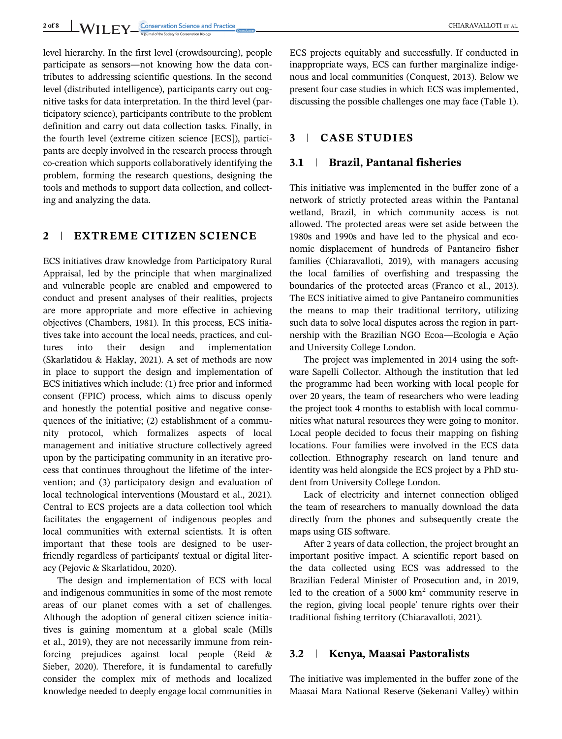level hierarchy. In the first level (crowdsourcing), people participate as sensors—not knowing how the data contributes to addressing scientific questions. In the second level (distributed intelligence), participants carry out cognitive tasks for data interpretation. In the third level (participatory science), participants contribute to the problem definition and carry out data collection tasks. Finally, in the fourth level (extreme citizen science [ECS]), participants are deeply involved in the research process through co-creation which supports collaboratively identifying the problem, forming the research questions, designing the tools and methods to support data collection, and collecting and analyzing the data.

## 2 | EXTREME CITIZEN SCIENCE

ECS initiatives draw knowledge from Participatory Rural Appraisal, led by the principle that when marginalized and vulnerable people are enabled and empowered to conduct and present analyses of their realities, projects are more appropriate and more effective in achieving objectives (Chambers, 1981). In this process, ECS initiatives take into account the local needs, practices, and cultures into their design and implementation (Skarlatidou & Haklay, 2021). A set of methods are now in place to support the design and implementation of ECS initiatives which include: (1) free prior and informed consent (FPIC) process, which aims to discuss openly and honestly the potential positive and negative consequences of the initiative; (2) establishment of a community protocol, which formalizes aspects of local management and initiative structure collectively agreed upon by the participating community in an iterative process that continues throughout the lifetime of the intervention; and (3) participatory design and evaluation of local technological interventions (Moustard et al., 2021). Central to ECS projects are a data collection tool which facilitates the engagement of indigenous peoples and local communities with external scientists. It is often important that these tools are designed to be user-friendly regardless of participants' textual or digital literacy (Pejovic & Skarlatidou, 2020).

The design and implementation of ECS with local and indigenous communities in some of the most remote areas of our planet comes with a set of challenges. Although the adoption of general citizen science initiatives is gaining momentum at a global scale (Mills et al., 2019), they are not necessarily immune from reinforcing prejudices against local people (Reid & Sieber, 2020). Therefore, it is fundamental to carefully consider the complex mix of methods and localized knowledge needed to deeply engage local communities in ECS projects equitably and successfully. If conducted in inappropriate ways, ECS can further marginalize indigenous and local communities (Conquest, 2013). Below we present four case studies in which ECS was implemented, discussing the possible challenges one may face (Table 1).

## 3 | CASE STUDIES

### 3.1 | Brazil, Pantanal fisheries

This initiative was implemented in the buffer zone of a network of strictly protected areas within the Pantanal wetland, Brazil, in which community access is not allowed. The protected areas were set aside between the 1980s and 1990s and have led to the physical and economic displacement of hundreds of Pantaneiro fisher families (Chiaravalloti, 2019), with managers accusing the local families of overfishing and trespassing the boundaries of the protected areas (Franco et al., 2013). The ECS initiative aimed to give Pantaneiro communities the means to map their traditional territory, utilizing such data to solve local disputes across the region in partnership with the Brazilian NGO Ecoa—Ecologia e Ação and University College London.

The project was implemented in 2014 using the software Sapelli Collector. Although the institution that led the programme had been working with local people for over 20 years, the team of researchers who were leading the project took 4 months to establish with local communities what natural resources they were going to monitor. Local people decided to focus their mapping on fishing locations. Four families were involved in the ECS data collection. Ethnography research on land tenure and identity was held alongside the ECS project by a PhD student from University College London.

Lack of electricity and internet connection obliged the team of researchers to manually download the data directly from the phones and subsequently create the maps using GIS software.

After 2 years of data collection, the project brought an important positive impact. A scientific report based on the data collected using ECS was addressed to the Brazilian Federal Minister of Prosecution and, in 2019, led to the creation of a 5000 $km^2$ community reserve in the region, giving local people' tenure rights over their traditional fishing territory (Chiaravalloti, 2021).

### 3.2 | Kenya, Maasai Pastoralists

The initiative was implemented in the buffer zone of the Maasai Mara National Reserve (Sekenani Valley) within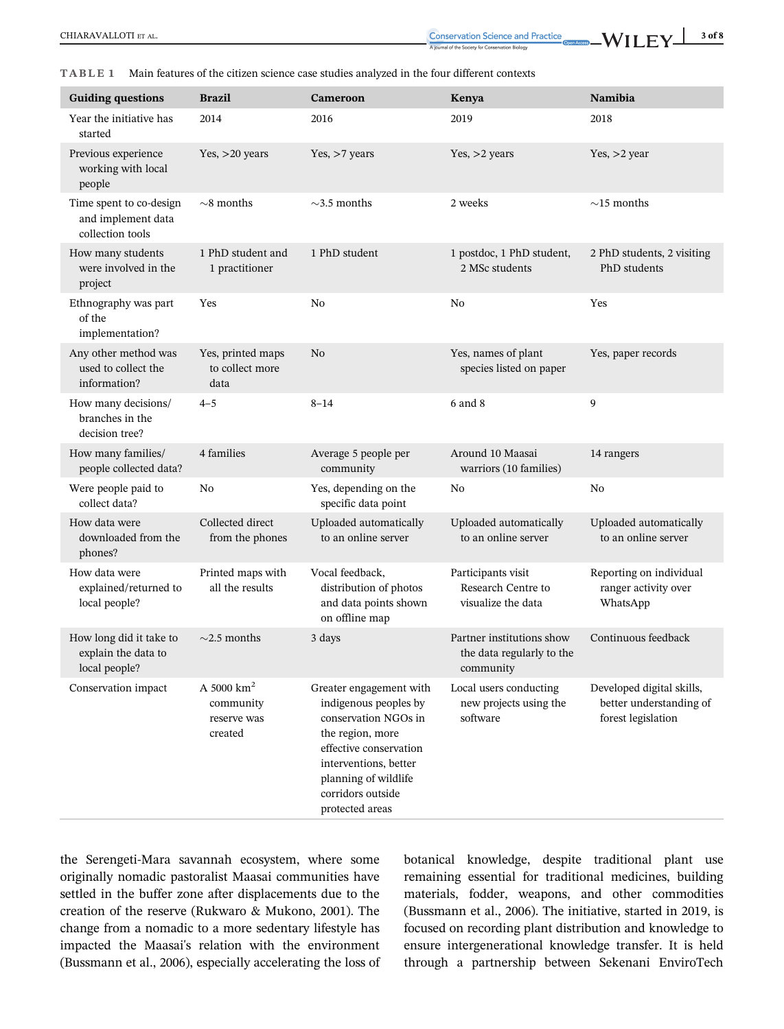**TABLE 1** Main features of the citizen science case studies analyzed in the four different contexts

| Guiding questions | Brazil | Cameroon | Kenya | Namibia |
|---|---|---|---|---|
| Year the initiative has started | 2014 | 2016 | 2019 | 2018 |
| Previous experience working with local people | Yes, >20 years | Yes, >7 years | Yes, >2 years | Yes, >2 year |
| Time spent to co-design and implement data collection tools | ~8 months | ~3.5 months | 2 weeks | ~15 months |
| How many students were involved in the project | 1 PhD student and 1 practitioner | 1 PhD student | 1 postdoc, 1 PhD student, 2 MSc students | 2 PhD students, 2 visiting PhD students |
| Ethnography was part of the implementation? | Yes | No | No | Yes |
| Any other method was used to collect the information? | Yes, printed maps to collect more data | No | Yes, names of plant species listed on paper | Yes, paper records |
| How many decisions/branches in the decision tree? | 4–5 | 8–14 | 6 and 8 | 9 |
| How many families/people collected data? | 4 families | Average 5 people per community | Around 10 Maasai warriors (10 families) | 14 rangers |
| Were people paid to collect data? | No | Yes, depending on the specific data point | No | No |
| How data were downloaded from the phones? | Collected direct from the phones | Uploaded automatically to an online server | Uploaded automatically to an online server | Uploaded automatically to an online server |
| How data were explained/returned to local people? | Printed maps with all the results | Vocal feedback, distribution of photos and data points shown on offline map | Participants visit Research Centre to visualize the data | Reporting on individual ranger activity over WhatsApp |
| How long did it take to explain the data to local people? | ~2.5 months | 3 days | Partner institutions show the data regularly to the community | Continuous feedback |
| Conservation impact | A 5000 km$^2$ community reserve was created | Greater engagement with indigenous peoples by conservation NGOs in the region, more effective conservation interventions, better planning of wildlife corridors outside protected areas | Local users conducting new projects using the software | Developed digital skills, better understanding of forest legislation |

the Serengeti-Mara savannah ecosystem, where some originally nomadic pastoralist Maasai communities have settled in the buffer zone after displacements due to the creation of the reserve (Rukwaro & Mukono, 2001). The change from a nomadic to a more sedentary lifestyle has impacted the Maasai's relation with the environment (Bussmann et al., 2006), especially accelerating the loss of botanical knowledge, despite traditional plant use remaining essential for traditional medicines, building materials, fodder, weapons, and other commodities (Bussmann et al., 2006). The initiative, started in 2019, is focused on recording plant distribution and knowledge to ensure intergenerational knowledge transfer. It is held through a partnership between Sekenani EnviroTech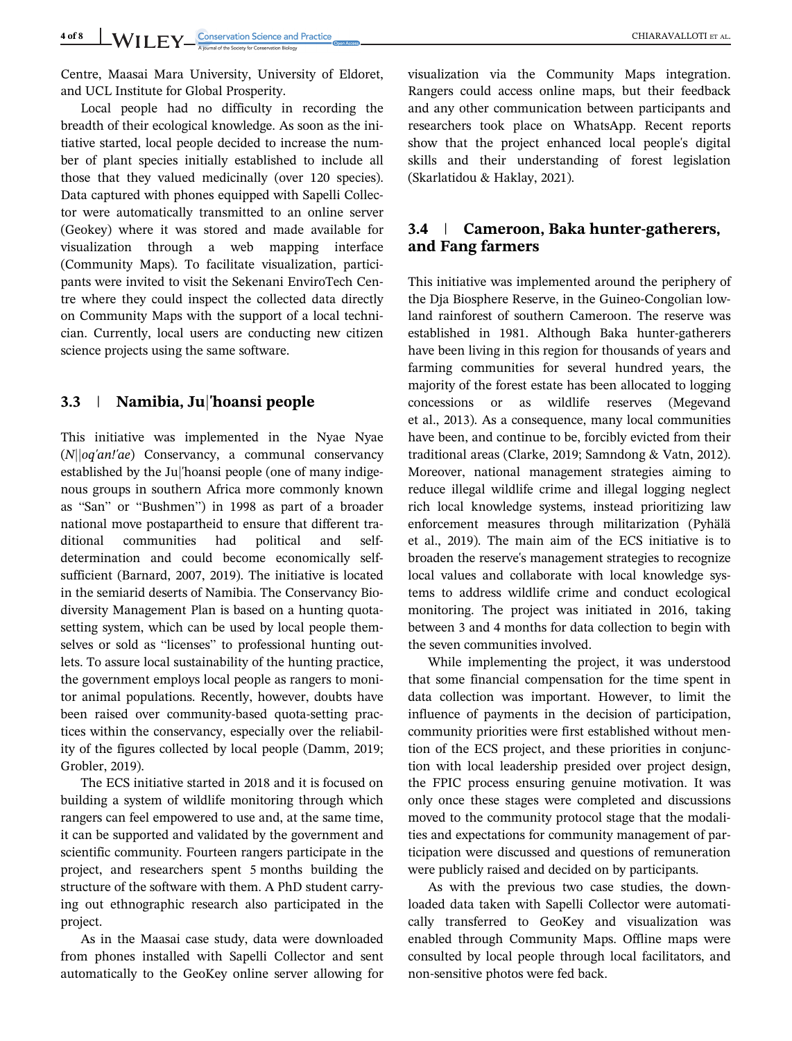Centre, Maasai Mara University, University of Eldoret, and UCL Institute for Global Prosperity.

Local people had no difficulty in recording the breadth of their ecological knowledge. As soon as the initiative started, local people decided to increase the number of plant species initially established to include all those that they valued medicinally (over 120 species). Data captured with phones equipped with Sapelli Collector were automatically transmitted to an online server (Geokey) where it was stored and made available for visualization through a web mapping interface (Community Maps). To facilitate visualization, participants were invited to visit the Sekenani EnviroTech Centre where they could inspect the collected data directly on Community Maps with the support of a local technician. Currently, local users are conducting new citizen science projects using the same software.

## 3.3 | Namibia, Ju|'hoansi people

This initiative was implemented in the Nyae Nyae (*N||oq'an!'ae*) Conservancy, a communal conservancy established by the Ju|'hoansi people (one of many indigenous groups in southern Africa more commonly known as "San" or "Bushmen") in 1998 as part of a broader national move postapartheid to ensure that different traditional communities had political and self-determination and could become economically self-sufficient (Barnard, 2007, 2019). The initiative is located in the semiarid deserts of Namibia. The Conservancy Biodiversity Management Plan is based on a hunting quota-setting system, which can be used by local people themselves or sold as "licenses" to professional hunting outlets. To assure local sustainability of the hunting practice, the government employs local people as rangers to monitor animal populations. Recently, however, doubts have been raised over community-based quota-setting practices within the conservancy, especially over the reliability of the figures collected by local people (Damm, 2019; Grobler, 2019).

The ECS initiative started in 2018 and it is focused on building a system of wildlife monitoring through which rangers can feel empowered to use and, at the same time, it can be supported and validated by the government and scientific community. Fourteen rangers participate in the project, and researchers spent 5 months building the structure of the software with them. A PhD student carrying out ethnographic research also participated in the project.

As in the Maasai case study, data were downloaded from phones installed with Sapelli Collector and sent automatically to the GeoKey online server allowing for visualization via the Community Maps integration. Rangers could access online maps, but their feedback and any other communication between participants and researchers took place on WhatsApp. Recent reports show that the project enhanced local people's digital skills and their understanding of forest legislation (Skarlatidou & Haklay, 2021).

## 3.4 | Cameroon, Baka hunter-gatherers, and Fang farmers

This initiative was implemented around the periphery of the Dja Biosphere Reserve, in the Guineo-Congolian lowland rainforest of southern Cameroon. The reserve was established in 1981. Although Baka hunter-gatherers have been living in this region for thousands of years and farming communities for several hundred years, the majority of the forest estate has been allocated to logging concessions or as wildlife reserves (Megevand et al., 2013). As a consequence, many local communities have been, and continue to be, forcibly evicted from their traditional areas (Clarke, 2019; Samndong & Vatn, 2012). Moreover, national management strategies aiming to reduce illegal wildlife crime and illegal logging neglect rich local knowledge systems, instead prioritizing law enforcement measures through militarization (Pyhälä et al., 2019). The main aim of the ECS initiative is to broaden the reserve's management strategies to recognize local values and collaborate with local knowledge systems to address wildlife crime and conduct ecological monitoring. The project was initiated in 2016, taking between 3 and 4 months for data collection to begin with the seven communities involved.

While implementing the project, it was understood that some financial compensation for the time spent in data collection was important. However, to limit the influence of payments in the decision of participation, community priorities were first established without mention of the ECS project, and these priorities in conjunction with local leadership presided over project design, the FPIC process ensuring genuine motivation. It was only once these stages were completed and discussions moved to the community protocol stage that the modalities and expectations for community management of participation were discussed and questions of remuneration were publicly raised and decided on by participants.

As with the previous two case studies, the downloaded data taken with Sapelli Collector were automatically transferred to GeoKey and visualization was enabled through Community Maps. Offline maps were consulted by local people through local facilitators, and non-sensitive photos were fed back.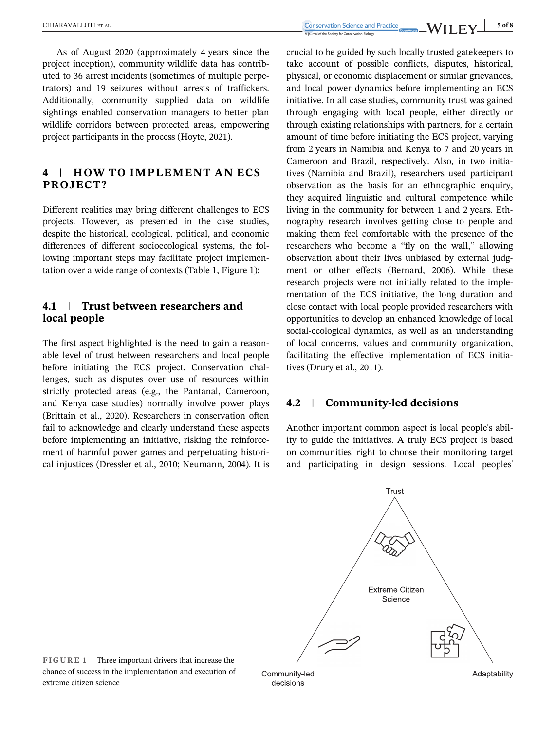As of August 2020 (approximately 4 years since the project inception), community wildlife data has contributed to 36 arrest incidents (sometimes of multiple perpetrators) and 19 seizures without arrests of traffickers. Additionally, community supplied data on wildlife sightings enabled conservation managers to better plan wildlife corridors between protected areas, empowering project participants in the process (Hoyte, 2021).

## 4 | HOW TO IMPLEMENT AN ECS PROJECT?

Different realities may bring different challenges to ECS projects. However, as presented in the case studies, despite the historical, ecological, political, and economic differences of different socioecological systems, the following important steps may facilitate project implementation over a wide range of contexts (Table 1, Figure 1):

### 4.1 | Trust between researchers and local people

The first aspect highlighted is the need to gain a reasonable level of trust between researchers and local people before initiating the ECS project. Conservation challenges, such as disputes over use of resources within strictly protected areas (e.g., the Pantanal, Cameroon, and Kenya case studies) normally involve power plays (Brittain et al., 2020). Researchers in conservation often fail to acknowledge and clearly understand these aspects before implementing an initiative, risking the reinforcement of harmful power games and perpetuating historical injustices (Dressler et al., 2010; Neumann, 2004). It is crucial to be guided by such locally trusted gatekeepers to take account of possible conflicts, disputes, historical, physical, or economic displacement or similar grievances, and local power dynamics before implementing an ECS initiative. In all case studies, community trust was gained through engaging with local people, either directly or through existing relationships with partners, for a certain amount of time before initiating the ECS project, varying from 2 years in Namibia and Kenya to 7 and 20 years in Cameroon and Brazil, respectively. Also, in two initiatives (Namibia and Brazil), researchers used participant observation as the basis for an ethnographic enquiry, they acquired linguistic and cultural competence while living in the community for between 1 and 2 years. Ethnography research involves getting close to people and making them feel comfortable with the presence of the researchers who become a "fly on the wall," allowing observation about their lives unbiased by external judgment or other effects (Bernard, 2006). While these research projects were not initially related to the implementation of the ECS initiative, the long duration and close contact with local people provided researchers with opportunities to develop an enhanced knowledge of local social-ecological dynamics, as well as an understanding of local concerns, values and community organization, facilitating the effective implementation of ECS initiatives (Drury et al., 2011).

### 4.2 | Community-led decisions

Another important common aspect is local people's ability to guide the initiatives. A truly ECS project is based on communities' right to choose their monitoring target and participating in design sessions. Local peoples'

FIGURE 1 Three important drivers that increase the chance of success in the implementation and execution of extreme citizen science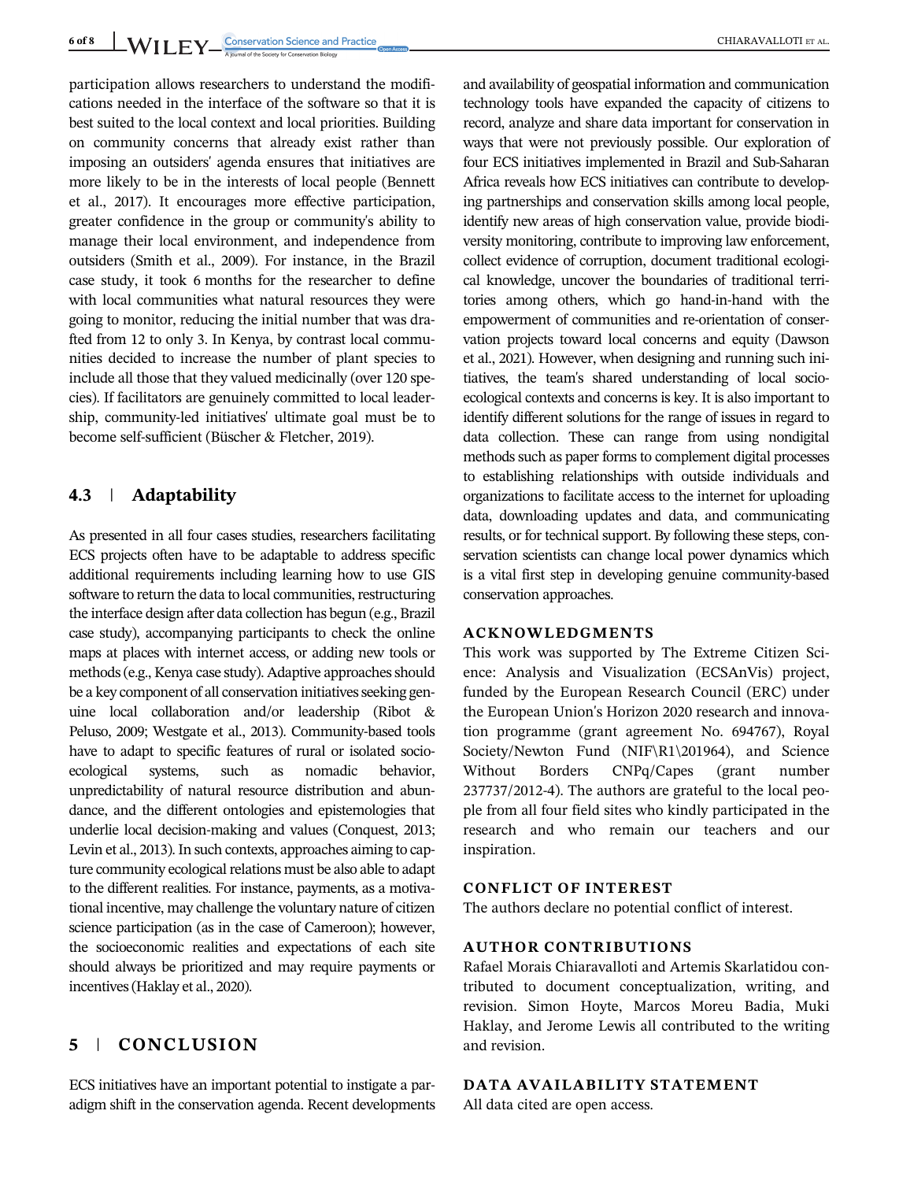participation allows researchers to understand the modifications needed in the interface of the software so that it is best suited to the local context and local priorities. Building on community concerns that already exist rather than imposing an outsiders' agenda ensures that initiatives are more likely to be in the interests of local people (Bennett et al., 2017). It encourages more effective participation, greater confidence in the group or community's ability to manage their local environment, and independence from outsiders (Smith et al., 2009). For instance, in the Brazil case study, it took 6 months for the researcher to define with local communities what natural resources they were going to monitor, reducing the initial number that was drafted from 12 to only 3. In Kenya, by contrast local communities decided to increase the number of plant species to include all those that they valued medicinally (over 120 species). If facilitators are genuinely committed to local leadership, community-led initiatives' ultimate goal must be to become self-sufficient (Büscher & Fletcher, 2019).

### 4.3 | Adaptability

As presented in all four cases studies, researchers facilitating ECS projects often have to be adaptable to address specific additional requirements including learning how to use GIS software to return the data to local communities, restructuring the interface design after data collection has begun (e.g., Brazil case study), accompanying participants to check the online maps at places with internet access, or adding new tools or methods (e.g., Kenya case study). Adaptive approaches should be a key component of all conservation initiatives seeking genuine local collaboration and/or leadership (Ribot & Peluso, 2009; Westgate et al., 2013). Community-based tools have to adapt to specific features of rural or isolated socio-ecological systems, such as nomadic behavior, unpredictability of natural resource distribution and abundance, and the different ontologies and epistemologies that underlie local decision-making and values (Conquest, 2013; Levin et al., 2013). In such contexts, approaches aiming to capture community ecological relations must be also able to adapt to the different realities. For instance, payments, as a motivational incentive, may challenge the voluntary nature of citizen science participation (as in the case of Cameroon); however, the socioeconomic realities and expectations of each site should always be prioritized and may require payments or incentives (Haklay et al., 2020).

## 5 | CONCLUSION

ECS initiatives have an important potential to instigate a paradigm shift in the conservation agenda. Recent developments and availability of geospatial information and communication technology tools have expanded the capacity of citizens to record, analyze and share data important for conservation in ways that were not previously possible. Our exploration of four ECS initiatives implemented in Brazil and Sub-Saharan Africa reveals how ECS initiatives can contribute to developing partnerships and conservation skills among local people, identify new areas of high conservation value, provide biodiversity monitoring, contribute to improving law enforcement, collect evidence of corruption, document traditional ecological knowledge, uncover the boundaries of traditional territories among others, which go hand-in-hand with the empowerment of communities and re-orientation of conservation projects toward local concerns and equity (Dawson et al., 2021). However, when designing and running such initiatives, the team's shared understanding of local socio-ecological contexts and concerns is key. It is also important to identify different solutions for the range of issues in regard to data collection. These can range from using nondigital methods such as paper forms to complement digital processes to establishing relationships with outside individuals and organizations to facilitate access to the internet for uploading data, downloading updates and data, and communicating results, or for technical support. By following these steps, conservation scientists can change local power dynamics which is a vital first step in developing genuine community-based conservation approaches.

## ACKNOWLEDGMENTS

This work was supported by The Extreme Citizen Science: Analysis and Visualization (ECSAnVis) project, funded by the European Research Council (ERC) under the European Union's Horizon 2020 research and innovation programme (grant agreement No. 694767), Royal Society/Newton Fund (NIF\R1\201964), and Science Without Borders CNPq/Capes (grant number 237737/2012-4). The authors are grateful to the local people from all four field sites who kindly participated in the research and who remain our teachers and our inspiration.

## CONFLICT OF INTEREST

The authors declare no potential conflict of interest.

## AUTHOR CONTRIBUTIONS

Rafael Morais Chiaravalloti and Artemis Skarlatidou contributed to document conceptualization, writing, and revision. Simon Hoyte, Marcos Moreu Badia, Muki Haklay, and Jerome Lewis all contributed to the writing and revision.

## DATA AVAILABILITY STATEMENT

All data cited are open access.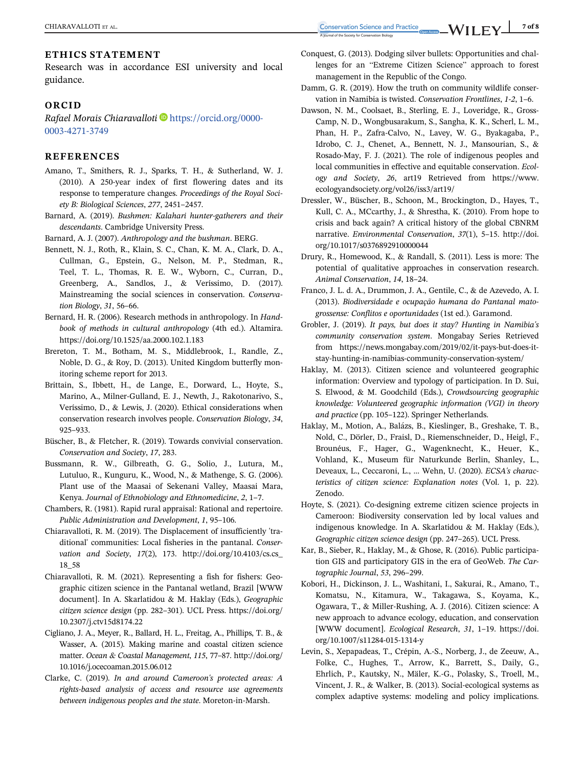## ETHICS STATEMENT

Research was in accordance ESI university and local guidance.

## ORCID

*Rafael Morais Chiaravalloti* https://orcid.org/0000-0003-4271-3749

## REFERENCES

Amano, T., Smithers, R. J., Sparks, T. H., & Sutherland, W. J. (2010). A 250-year index of first flowering dates and its response to temperature changes. *Proceedings of the Royal Society B: Biological Sciences*, *277*, 2451–2457.

Barnard, A. (2019). *Bushmen: Kalahari hunter-gatherers and their descendants*. Cambridge University Press.

Barnard, A. J. (2007). *Anthropology and the bushman*. BERG.

Bennett, N. J., Roth, R., Klain, S. C., Chan, K. M. A., Clark, D. A., Cullman, G., Epstein, G., Nelson, M. P., Stedman, R., Teel, T. L., Thomas, R. E. W., Wyborn, C., Curran, D., Greenberg, A., Sandlos, J., & Veríssimo, D. (2017). Mainstreaming the social sciences in conservation. *Conservation Biology*, *31*, 56–66.

Bernard, H. R. (2006). Research methods in anthropology. In *Handbook of methods in cultural anthropology* (4th ed.). Altamira. https://doi.org/10.1525/aa.2000.102.1.183

Brereton, T. M., Botham, M. S., Middlebrook, I., Randle, Z., Noble, D. G., & Roy, D. (2013). United Kingdom butterfly monitoring scheme report for 2013.

Brittain, S., Ibbett, H., de Lange, E., Dorward, L., Hoyte, S., Marino, A., Milner-Gulland, E. J., Newth, J., Rakotonarivo, S., Veríssimo, D., & Lewis, J. (2020). Ethical considerations when conservation research involves people. *Conservation Biology*, *34*, 925–933.

Büscher, B., & Fletcher, R. (2019). Towards convivial conservation. *Conservation and Society*, *17*, 283.

Bussmann, R. W., Gilbreath, G. G., Solio, J., Lutura, M., Lutuluo, R., Kunguru, K., Wood, N., & Mathenge, S. G. (2006). Plant use of the Maasai of Sekenani Valley, Maasai Mara, Kenya. *Journal of Ethnobiology and Ethnomedicine*, *2*, 1–7.

Chambers, R. (1981). Rapid rural appraisal: Rational and repertoire. *Public Administration and Development*, *1*, 95–106.

Chiaravalloti, R. M. (2019). The Displacement of insufficiently 'traditional' communities: Local fisheries in the pantanal. *Conservation and Society*, *17*(2), 173. http://doi.org/10.4103/cs.cs_18_58

Chiaravalloti, R. M. (2021). Representing a fish for fishers: Geographic citizen science in the Pantanal wetland, Brazil [WWW document]. In A. Skarlatidou & M. Haklay (Eds.), *Geographic citizen science design* (pp. 282–301). UCL Press. https://doi.org/10.2307/j.ctv15d8174.22

Cigliano, J. A., Meyer, R., Ballard, H. L., Freitag, A., Phillips, T. B., & Wasser, A. (2015). Making marine and coastal citizen science matter. *Ocean & Coastal Management*, *115*, 77–87. http://doi.org/10.1016/j.ocecoaman.2015.06.012

Clarke, C. (2019). *In and around Cameroon's protected areas: A rights-based analysis of access and resource use agreements between indigenous peoples and the state*. Moreton-in-Marsh.

Conquest, G. (2013). Dodging silver bullets: Opportunities and challenges for an "Extreme Citizen Science" approach to forest management in the Republic of the Congo.

Damm, G. R. (2019). How the truth on community wildlife conservation in Namibia is twisted. *Conservation Frontlines*, *1-2*, 1–6.

Dawson, N. M., Coolsaet, B., Sterling, E. J., Loveridge, R., Gross-Camp, N. D., Wongbusarakum, S., Sangha, K. K., Scherl, L. M., Phan, H. P., Zafra-Calvo, N., Lavey, W. G., Byakagaba, P., Idrobo, C. J., Chenet, A., Bennett, N. J., Mansourian, S., & Rosado-May, F. J. (2021). The role of indigenous peoples and local communities in effective and equitable conservation. *Ecology and Society*, *26*, art19 Retrieved from https://www.ecologyandsociety.org/vol26/iss3/art19/

Dressler, W., Büscher, B., Schoon, M., Brockington, D., Hayes, T., Kull, C. A., MCcarthy, J., & Shrestha, K. (2010). From hope to crisis and back again? A critical history of the global CBNRM narrative. *Environmental Conservation*, *37*(1), 5–15. http://doi.org/10.1017/s0376892910000044

Drury, R., Homewood, K., & Randall, S. (2011). Less is more: The potential of qualitative approaches in conservation research. *Animal Conservation*, *14*, 18–24.

Franco, J. L. d. A., Drummon, J. A., Gentile, C., & de Azevedo, A. I. (2013). *Biodiversidade e ocupação humana do Pantanal mato-grossense: Conflitos e oportunidades* (1st ed.). Garamond.

Grobler, J. (2019). *It pays, but does it stay? Hunting in Namibia's community conservation system*. Mongabay Series Retrieved from https://news.mongabay.com/2019/02/it-pays-but-does-it-stay-hunting-in-namibias-community-conservation-system/

Haklay, M. (2013). Citizen science and volunteered geographic information: Overview and typology of participation. In D. Sui, S. Elwood, & M. Goodchild (Eds.), *Crowdsourcing geographic knowledge: Volunteered geographic information (VGI) in theory and practice* (pp. 105–122). Springer Netherlands.

Haklay, M., Motion, A., Balázs, B., Kieslinger, B., Greshake, T. B., Nold, C., Dörler, D., Fraisl, D., Riemenschneider, D., Heigl, F., Brounéus, F., Hager, G., Wagenknecht, K., Heuer, K., Vohland, K., Museum für Naturkunde Berlin, Shanley, L., Deveaux, L., Ceccaroni, L., … Wehn, U. (2020). *ECSA's characteristics of citizen science: Explanation notes* (Vol. 1, p. 22). Zenodo.

Hoyte, S. (2021). Co-designing extreme citizen science projects in Cameroon: Biodiversity conservation led by local values and indigenous knowledge. In A. Skarlatidou & M. Haklay (Eds.), *Geographic citizen science design* (pp. 247–265). UCL Press.

Kar, B., Sieber, R., Haklay, M., & Ghose, R. (2016). Public participation GIS and participatory GIS in the era of GeoWeb. *The Cartographic Journal*, *53*, 296–299.

Kobori, H., Dickinson, J. L., Washitani, I., Sakurai, R., Amano, T., Komatsu, N., Kitamura, W., Takagawa, S., Koyama, K., Ogawara, T., & Miller-Rushing, A. J. (2016). Citizen science: A new approach to advance ecology, education, and conservation [WWW document]. *Ecological Research*, *31*, 1–19. https://doi.org/10.1007/s11284-015-1314-y

Levin, S., Xepapadeas, T., Crépin, A.-S., Norberg, J., de Zeeuw, A., Folke, C., Hughes, T., Arrow, K., Barrett, S., Daily, G., Ehrlich, P., Kautsky, N., Mäler, K.-G., Polasky, S., Troell, M., Vincent, J. R., & Walker, B. (2013). Social-ecological systems as complex adaptive systems: modeling and policy implications.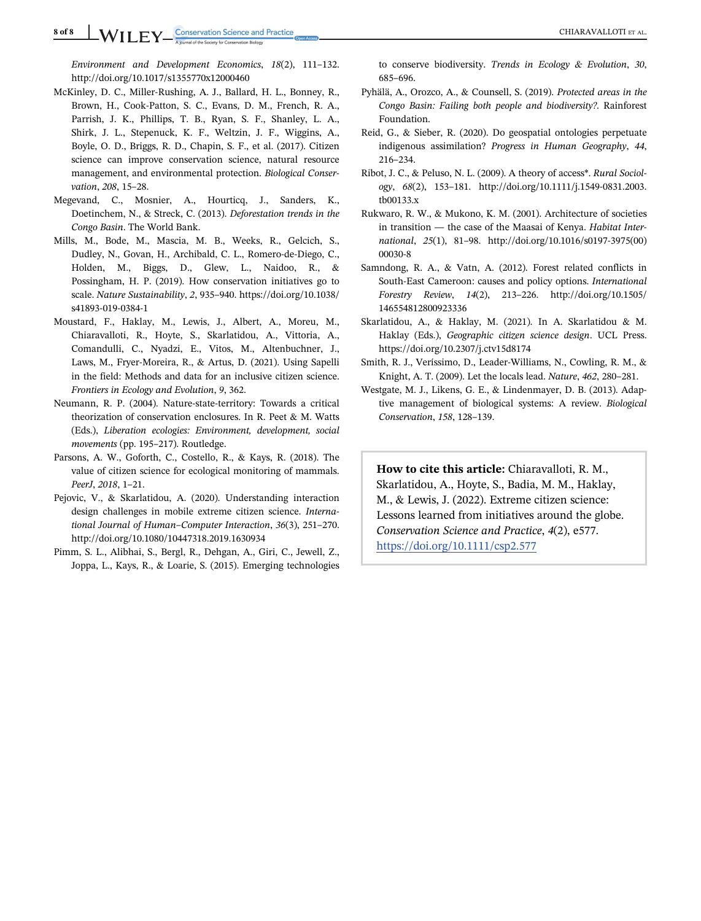*Environment and Development Economics*, *18*(2), 111–132. http://doi.org/10.1017/s1355770x12000460

McKinley, D. C., Miller-Rushing, A. J., Ballard, H. L., Bonney, R., Brown, H., Cook-Patton, S. C., Evans, D. M., French, R. A., Parrish, J. K., Phillips, T. B., Ryan, S. F., Shanley, L. A., Shirk, J. L., Stepenuck, K. F., Weltzin, J. F., Wiggins, A., Boyle, O. D., Briggs, R. D., Chapin, S. F., et al. (2017). Citizen science can improve conservation science, natural resource management, and environmental protection. *Biological Conservation*, *208*, 15–28.

Megevand, C., Mosnier, A., Hourticq, J., Sanders, K., Doetinchem, N., & Streck, C. (2013). *Deforestation trends in the Congo Basin*. The World Bank.

Mills, M., Bode, M., Mascia, M. B., Weeks, R., Gelcich, S., Dudley, N., Govan, H., Archibald, C. L., Romero-de-Diego, C., Holden, M., Biggs, D., Glew, L., Naidoo, R., & Possingham, H. P. (2019). How conservation initiatives go to scale. *Nature Sustainability*, *2*, 935–940. https://doi.org/10.1038/s41893-019-0384-1

Moustard, F., Haklay, M., Lewis, J., Albert, A., Moreu, M., Chiaravalloti, R., Hoyte, S., Skarlatidou, A., Vittoria, A., Comandulli, C., Nyadzi, E., Vitos, M., Altenbuchner, J., Laws, M., Fryer-Moreira, R., & Artus, D. (2021). Using Sapelli in the field: Methods and data for an inclusive citizen science. *Frontiers in Ecology and Evolution*, *9*, 362.

Neumann, R. P. (2004). Nature-state-territory: Towards a critical theorization of conservation enclosures. In R. Peet & M. Watts (Eds.), *Liberation ecologies: Environment, development, social movements* (pp. 195–217). Routledge.

Parsons, A. W., Goforth, C., Costello, R., & Kays, R. (2018). The value of citizen science for ecological monitoring of mammals. *PeerJ*, *2018*, 1–21.

Pejovic, V., & Skarlatidou, A. (2020). Understanding interaction design challenges in mobile extreme citizen science. *International Journal of Human–Computer Interaction*, *36*(3), 251–270. http://doi.org/10.1080/10447318.2019.1630934

Pimm, S. L., Alibhai, S., Bergl, R., Dehgan, A., Giri, C., Jewell, Z., Joppa, L., Kays, R., & Loarie, S. (2015). Emerging technologies to conserve biodiversity. *Trends in Ecology & Evolution*, *30*, 685–696.

Pyhälä, A., Orozco, A., & Counsell, S. (2019). *Protected areas in the Congo Basin: Failing both people and biodiversity?*. Rainforest Foundation.

Reid, G., & Sieber, R. (2020). Do geospatial ontologies perpetuate indigenous assimilation? *Progress in Human Geography*, *44*, 216–234.

Ribot, J. C., & Peluso, N. L. (2009). A theory of access*. *Rural Sociology*, *68*(2), 153–181. http://doi.org/10.1111/j.1549-0831.2003.tb00133.x

Rukwaro, R. W., & Mukono, K. M. (2001). Architecture of societies in transition — the case of the Maasai of Kenya. *Habitat International*, *25*(1), 81–98. http://doi.org/10.1016/s0197-3975(00)00030-8

Samndong, R. A., & Vatn, A. (2012). Forest related conflicts in South-East Cameroon: causes and policy options. *International Forestry Review*, *14*(2), 213–226. http://doi.org/10.1505/146554812800923336

Skarlatidou, A., & Haklay, M. (2021). In A. Skarlatidou & M. Haklay (Eds.), *Geographic citizen science design*. UCL Press. https://doi.org/10.2307/j.ctv15d8174

Smith, R. J., Veríssimo, D., Leader-Williams, N., Cowling, R. M., & Knight, A. T. (2009). Let the locals lead. *Nature*, *462*, 280–281.

Westgate, M. J., Likens, G. E., & Lindenmayer, D. B. (2013). Adaptive management of biological systems: A review. *Biological Conservation*, *158*, 128–139.

**How to cite this article:** Chiaravalloti, R. M., Skarlatidou, A., Hoyte, S., Badia, M. M., Haklay, M., & Lewis, J. (2022). Extreme citizen science: Lessons learned from initiatives around the globe. *Conservation Science and Practice*, *4*(2), e577. https://doi.org/10.1111/csp2.577